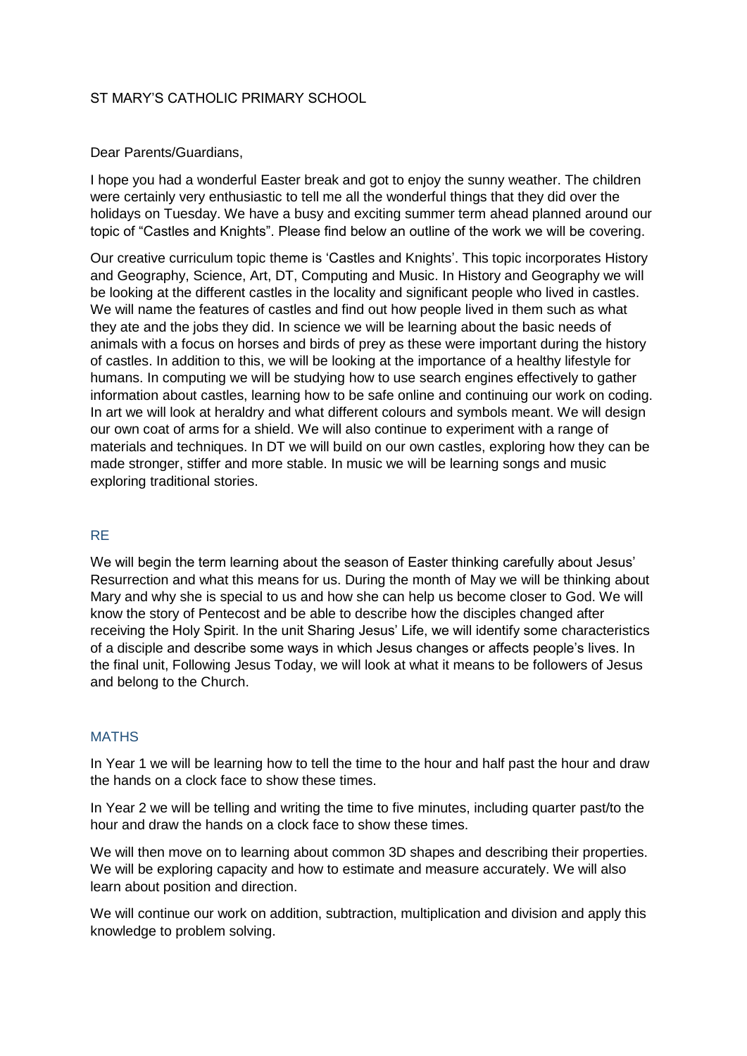ST MARY'S CATHOLIC PRIMARY SCHOOL

Dear Parents/Guardians,

I hope you had a wonderful Easter break and got to enjoy the sunny weather. The children were certainly very enthusiastic to tell me all the wonderful things that they did over the holidays on Tuesday. We have a busy and exciting summer term ahead planned around our topic of "Castles and Knights". Please find below an outline of the work we will be covering.

Our creative curriculum topic theme is 'Castles and Knights'. This topic incorporates History and Geography, Science, Art, DT, Computing and Music. In History and Geography we will be looking at the different castles in the locality and significant people who lived in castles. We will name the features of castles and find out how people lived in them such as what they ate and the jobs they did. In science we will be learning about the basic needs of animals with a focus on horses and birds of prey as these were important during the history of castles. In addition to this, we will be looking at the importance of a healthy lifestyle for humans. In computing we will be studying how to use search engines effectively to gather information about castles, learning how to be safe online and continuing our work on coding. In art we will look at heraldry and what different colours and symbols meant. We will design our own coat of arms for a shield. We will also continue to experiment with a range of materials and techniques. In DT we will build on our own castles, exploring how they can be made stronger, stiffer and more stable. In music we will be learning songs and music exploring traditional stories.

## RE

We will begin the term learning about the season of Easter thinking carefully about Jesus' Resurrection and what this means for us. During the month of May we will be thinking about Mary and why she is special to us and how she can help us become closer to God. We will know the story of Pentecost and be able to describe how the disciples changed after receiving the Holy Spirit. In the unit Sharing Jesus' Life, we will identify some characteristics of a disciple and describe some ways in which Jesus changes or affects people's lives. In the final unit, Following Jesus Today, we will look at what it means to be followers of Jesus and belong to the Church.

## MATHS

In Year 1 we will be learning how to tell the time to the hour and half past the hour and draw the hands on a clock face to show these times.

In Year 2 we will be telling and writing the time to five minutes, including quarter past/to the hour and draw the hands on a clock face to show these times.

We will then move on to learning about common 3D shapes and describing their properties. We will be exploring capacity and how to estimate and measure accurately. We will also learn about position and direction.

We will continue our work on addition, subtraction, multiplication and division and apply this knowledge to problem solving.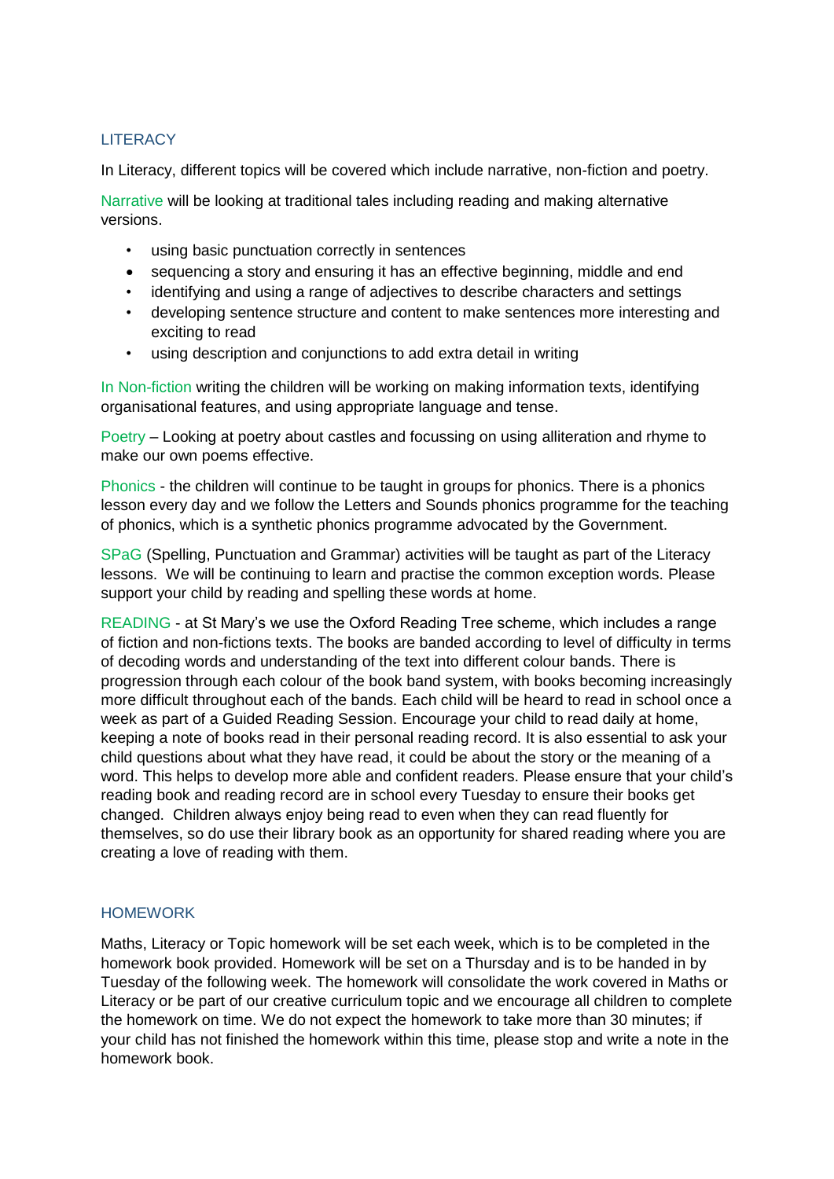## LITERACY

In Literacy, different topics will be covered which include narrative, non-fiction and poetry.

Narrative will be looking at traditional tales including reading and making alternative versions.

- using basic punctuation correctly in sentences
- sequencing a story and ensuring it has an effective beginning, middle and end
- identifying and using a range of adjectives to describe characters and settings
- developing sentence structure and content to make sentences more interesting and exciting to read
- using description and conjunctions to add extra detail in writing

In Non-fiction writing the children will be working on making information texts, identifying organisational features, and using appropriate language and tense.

Poetry – Looking at poetry about castles and focussing on using alliteration and rhyme to make our own poems effective.

Phonics - the children will continue to be taught in groups for phonics. There is a phonics lesson every day and we follow the Letters and Sounds phonics programme for the teaching of phonics, which is a synthetic phonics programme advocated by the Government.

SPaG (Spelling, Punctuation and Grammar) activities will be taught as part of the Literacy lessons. We will be continuing to learn and practise the common exception words. Please support your child by reading and spelling these words at home.

READING - at St Mary's we use the Oxford Reading Tree scheme, which includes a range of fiction and non-fictions texts. The books are banded according to level of difficulty in terms of decoding words and understanding of the text into different colour bands. There is progression through each colour of the book band system, with books becoming increasingly more difficult throughout each of the bands. Each child will be heard to read in school once a week as part of a Guided Reading Session. Encourage your child to read daily at home, keeping a note of books read in their personal reading record. It is also essential to ask your child questions about what they have read, it could be about the story or the meaning of a word. This helps to develop more able and confident readers. Please ensure that your child's reading book and reading record are in school every Tuesday to ensure their books get changed. Children always enjoy being read to even when they can read fluently for themselves, so do use their library book as an opportunity for shared reading where you are creating a love of reading with them.

## HOMEWORK

Maths, Literacy or Topic homework will be set each week, which is to be completed in the homework book provided. Homework will be set on a Thursday and is to be handed in by Tuesday of the following week. The homework will consolidate the work covered in Maths or Literacy or be part of our creative curriculum topic and we encourage all children to complete the homework on time. We do not expect the homework to take more than 30 minutes; if your child has not finished the homework within this time, please stop and write a note in the homework book.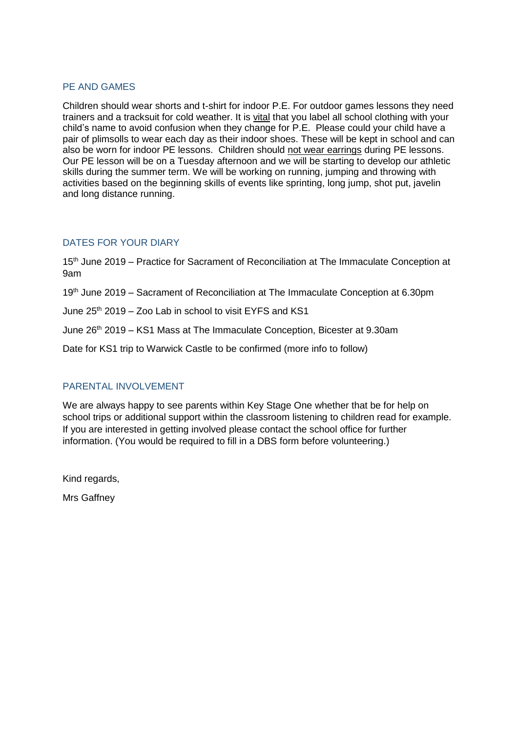## PE AND GAMES

Children should wear shorts and t-shirt for indoor P.E. For outdoor games lessons they need trainers and a tracksuit for cold weather. It is <u>vital</u> that you label all school clothing with your child's name to avoid confusion when they change for P.E. Please could your child have a pair of plimsolls to wear each day as their indoor shoes. These will be kept in school and can also be worn for indoor PE lessons. Children should <u>not wear earrings</u> during PE lessons. Our PE lesson will be on a Tuesday afternoon and we will be starting to develop our athletic skills during the summer term. We will be working on running, jumping and throwing with activities based on the beginning skills of events like sprinting, long jump, shot put, javelin and long distance running.

## DATES FOR YOUR DIARY

15th June 2019 – Practice for Sacrament of Reconciliation at The Immaculate Conception at 9am

19th June 2019 – Sacrament of Reconciliation at The Immaculate Conception at 6.30pm

June 25th 2019 – Zoo Lab in school to visit EYFS and KS1

June 26th 2019 – KS1 Mass at The Immaculate Conception, Bicester at 9.30am

Date for KS1 trip to Warwick Castle to be confirmed (more info to follow)

## PARENTAL INVOLVEMENT

We are always happy to see parents within Key Stage One whether that be for help on school trips or additional support within the classroom listening to children read for example. If you are interested in getting involved please contact the school office for further information. (You would be required to fill in a DBS form before volunteering.)

Kind regards,

Mrs Gaffney